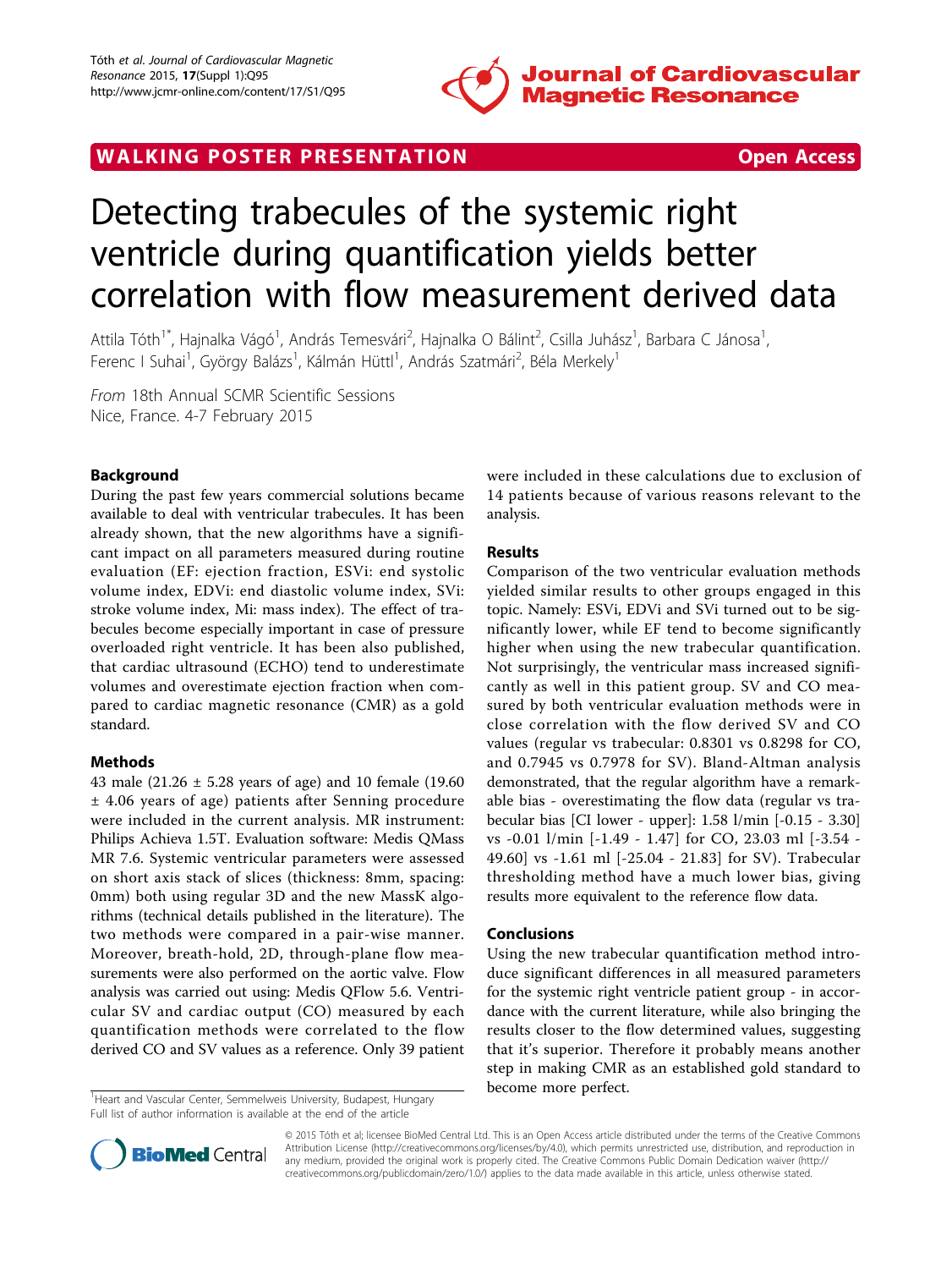WALKING POSTER PRESENTATION **Open Access**

# Detecting trabecules of the systemic right ventricle during quantification yields better correlation with flow measurement derived data

Attila Tóth[1*], Hajnalka Vágó[1], András Temesvári[2], Hajnalka O Bálint[2], Csilla Juhász[1], Barbara C Jánosa[1], Ferenc I Suhai[1], György Balázs[1], Kálmán Hüttl[1], András Szatmári[2], Béla Merkely[1]

*From* 18th Annual SCMR Scientific Sessions
Nice, France. 4-7 February 2015

## Background

During the past few years commercial solutions became available to deal with ventricular trabecules. It has been already shown, that the new algorithms have a significant impact on all parameters measured during routine evaluation (EF: ejection fraction, ESVi: end systolic volume index, EDVi: end diastolic volume index, SVi: stroke volume index, Mi: mass index). The effect of trabecules become especially important in case of pressure overloaded right ventricle. It has been also published, that cardiac ultrasound (ECHO) tend to underestimate volumes and overestimate ejection fraction when compared to cardiac magnetic resonance (CMR) as a gold standard.

## Methods

43 male (21.26 ± 5.28 years of age) and 10 female (19.60 ± 4.06 years of age) patients after Senning procedure were included in the current analysis. MR instrument: Philips Achieva 1.5T. Evaluation software: Medis QMass MR 7.6. Systemic ventricular parameters were assessed on short axis stack of slices (thickness: 8mm, spacing: 0mm) both using regular 3D and the new MassK algorithms (technical details published in the literature). The two methods were compared in a pair-wise manner. Moreover, breath-hold, 2D, through-plane flow measurements were also performed on the aortic valve. Flow analysis was carried out using: Medis QFlow 5.6. Ventricular SV and cardiac output (CO) measured by each quantification methods were correlated to the flow derived CO and SV values as a reference. Only 39 patient were included in these calculations due to exclusion of 14 patients because of various reasons relevant to the analysis.

## Results

Comparison of the two ventricular evaluation methods yielded similar results to other groups engaged in this topic. Namely: ESVi, EDVi and SVi turned out to be significantly lower, while EF tend to become significantly higher when using the new trabecular quantification. Not surprisingly, the ventricular mass increased significantly as well in this patient group. SV and CO measured by both ventricular evaluation methods were in close correlation with the flow derived SV and CO values (regular vs trabecular: 0.8301 vs 0.8298 for CO, and 0.7945 vs 0.7978 for SV). Bland-Altman analysis demonstrated, that the regular algorithm have a remarkable bias - overestimating the flow data (regular vs trabecular bias [CI lower - upper]: 1.58 l/min [-0.15 - 3.30] vs -0.01 l/min [-1.49 - 1.47] for CO, 23.03 ml [-3.54 - 49.60] vs -1.61 ml [-25.04 - 21.83] for SV). Trabecular thresholding method have a much lower bias, giving results more equivalent to the reference flow data.

## Conclusions

Using the new trabecular quantification method introduce significant differences in all measured parameters for the systemic right ventricle patient group - in accordance with the current literature, while also bringing the results closer to the flow determined values, suggesting that it's superior. Therefore it probably means another step in making CMR as an established gold standard to become more perfect.

[1]Heart and Vascular Center, Semmelweis University, Budapest, Hungary
Full list of author information is available at the end of the article

© 2015 Tóth et al; licensee BioMed Central Ltd. This is an Open Access article distributed under the terms of the Creative Commons Attribution License (http://creativecommons.org/licenses/by/4.0), which permits unrestricted use, distribution, and reproduction in any medium, provided the original work is properly cited. The Creative Commons Public Domain Dedication waiver (http://creativecommons.org/publicdomain/zero/1.0/) applies to the data made available in this article, unless otherwise stated.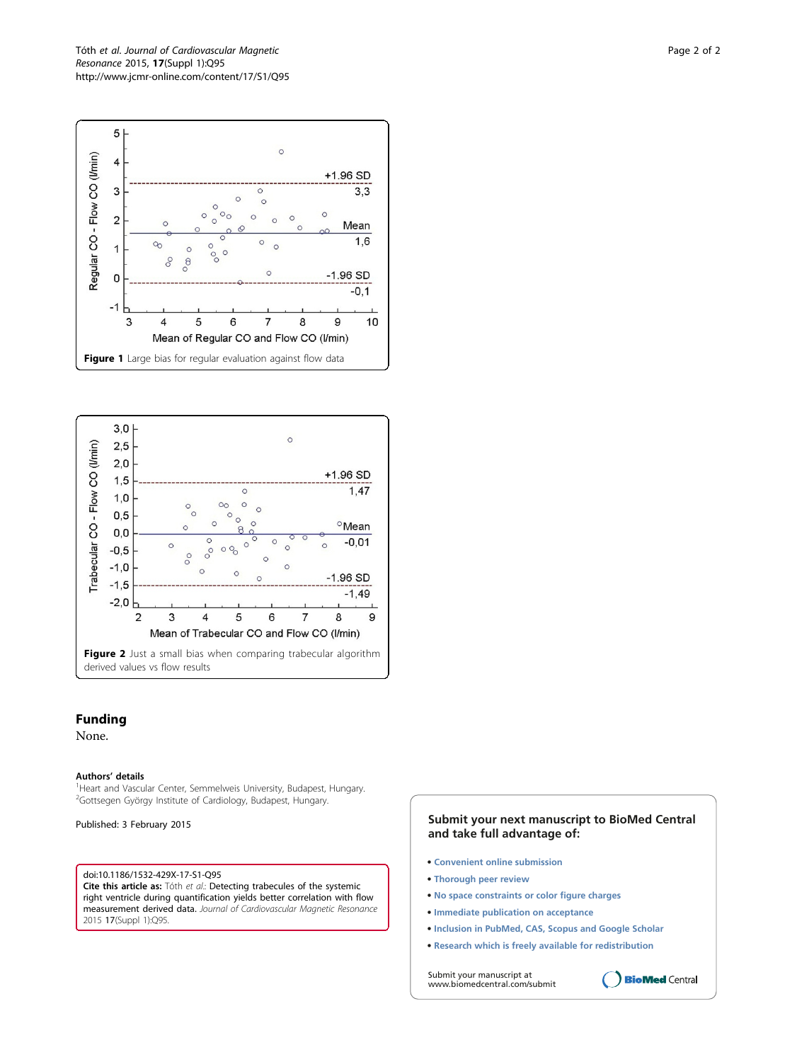5
4
3
2
1
0
-1

Regular CO - Flow CO (l/min)

+1.96 SD
3,3

Mean
1,6

-1.96 SD
-0,1

3 4 5 6 7 8 9 10

Mean of Regular CO and Flow CO (l/min)

**Figure 1** Large bias for regular evaluation against flow data

3,0
2,5
2,0
1,5
1,0
0,5
0,0
-0,5
-1,0
-1,5
-2,0

Trabecular CO - Flow CO (l/min)

+1.96 SD
1,47

Mean
-0,01

-1.96 SD
-1,49

2 3 4 5 6 7 8 9

Mean of Trabecular CO and Flow CO (l/min)

**Figure 2** Just a small bias when comparing trabecular algorithm derived values vs flow results

## Funding

None.

### Authors' details

[1]Heart and Vascular Center, Semmelweis University, Budapest, Hungary. [2]Gottsegen György Institute of Cardiology, Budapest, Hungary.

Published: 3 February 2015

doi:10.1186/1532-429X-17-S1-Q95
**Cite this article as:** Tóth *et al.*: Detecting trabecules of the systemic right ventricle during quantification yields better correlation with flow measurement derived data. *Journal of Cardiovascular Magnetic Resonance* 2015 **17**(Suppl 1):Q95.

**Submit your next manuscript to BioMed Central and take full advantage of:**

- Convenient online submission
- Thorough peer review
- No space constraints or color figure charges
- Immediate publication on acceptance
- Inclusion in PubMed, CAS, Scopus and Google Scholar
- Research which is freely available for redistribution

Submit your manuscript at www.biomedcentral.com/submit

BioMed Central